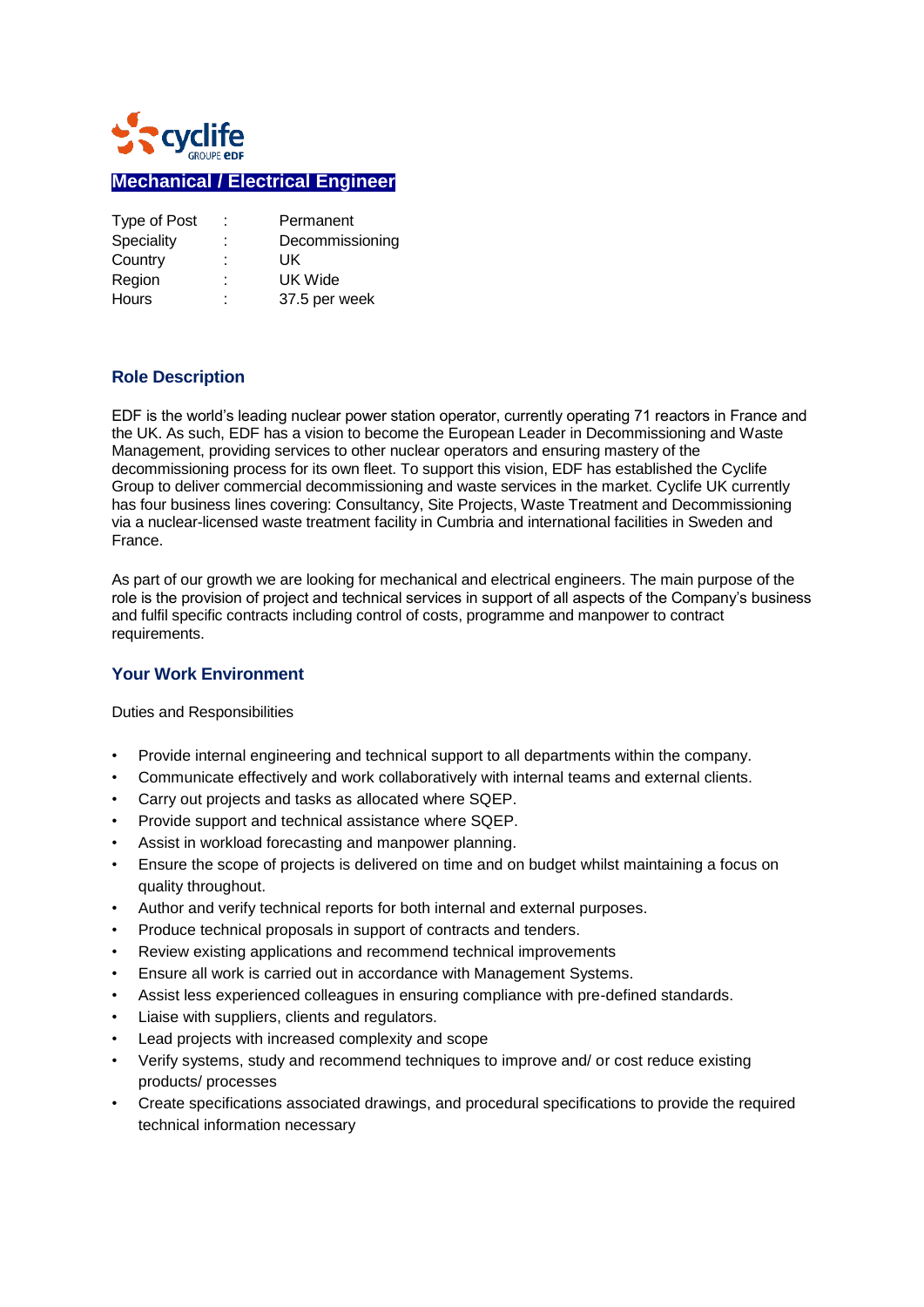# Mechanical / Electrical Engineer

| Type of Post | : | Permanent |
|---|---|---|
| Speciality | : | Decommissioning |
| Country | : | UK |
| Region | : | UK Wide |
| Hours | : | 37.5 per week |

## Role Description

EDF is the world's leading nuclear power station operator, currently operating 71 reactors in France and the UK. As such, EDF has a vision to become the European Leader in Decommissioning and Waste Management, providing services to other nuclear operators and ensuring mastery of the decommissioning process for its own fleet. To support this vision, EDF has established the Cyclife Group to deliver commercial decommissioning and waste services in the market. Cyclife UK currently has four business lines covering: Consultancy, Site Projects, Waste Treatment and Decommissioning via a nuclear-licensed waste treatment facility in Cumbria and international facilities in Sweden and France.

As part of our growth we are looking for mechanical and electrical engineers. The main purpose of the role is the provision of project and technical services in support of all aspects of the Company's business and fulfil specific contracts including control of costs, programme and manpower to contract requirements.

## Your Work Environment

Duties and Responsibilities

- Provide internal engineering and technical support to all departments within the company.
- Communicate effectively and work collaboratively with internal teams and external clients.
- Carry out projects and tasks as allocated where SQEP.
- Provide support and technical assistance where SQEP.
- Assist in workload forecasting and manpower planning.
- Ensure the scope of projects is delivered on time and on budget whilst maintaining a focus on quality throughout.
- Author and verify technical reports for both internal and external purposes.
- Produce technical proposals in support of contracts and tenders.
- Review existing applications and recommend technical improvements
- Ensure all work is carried out in accordance with Management Systems.
- Assist less experienced colleagues in ensuring compliance with pre-defined standards.
- Liaise with suppliers, clients and regulators.
- Lead projects with increased complexity and scope
- Verify systems, study and recommend techniques to improve and/ or cost reduce existing products/ processes
- Create specifications associated drawings, and procedural specifications to provide the required technical information necessary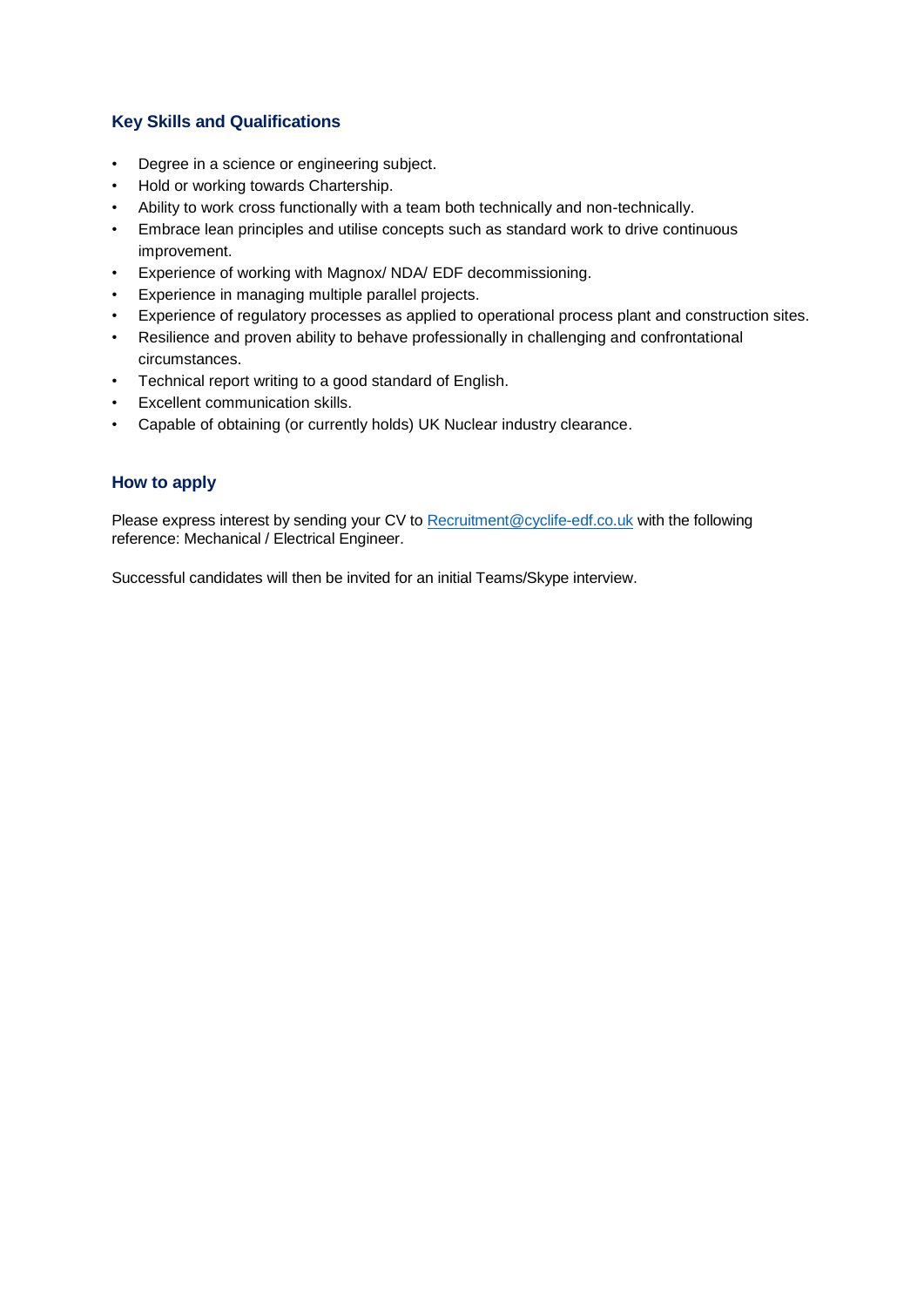## Key Skills and Qualifications

- Degree in a science or engineering subject.
- Hold or working towards Chartership.
- Ability to work cross functionally with a team both technically and non-technically.
- Embrace lean principles and utilise concepts such as standard work to drive continuous improvement.
- Experience of working with Magnox/ NDA/ EDF decommissioning.
- Experience in managing multiple parallel projects.
- Experience of regulatory processes as applied to operational process plant and construction sites.
- Resilience and proven ability to behave professionally in challenging and confrontational circumstances.
- Technical report writing to a good standard of English.
- Excellent communication skills.
- Capable of obtaining (or currently holds) UK Nuclear industry clearance.

## How to apply

Please express interest by sending your CV to [Recruitment@cyclife-edf.co.uk](mailto:Recruitment@cyclife-edf.co.uk) with the following reference: Mechanical / Electrical Engineer.

Successful candidates will then be invited for an initial Teams/Skype interview.